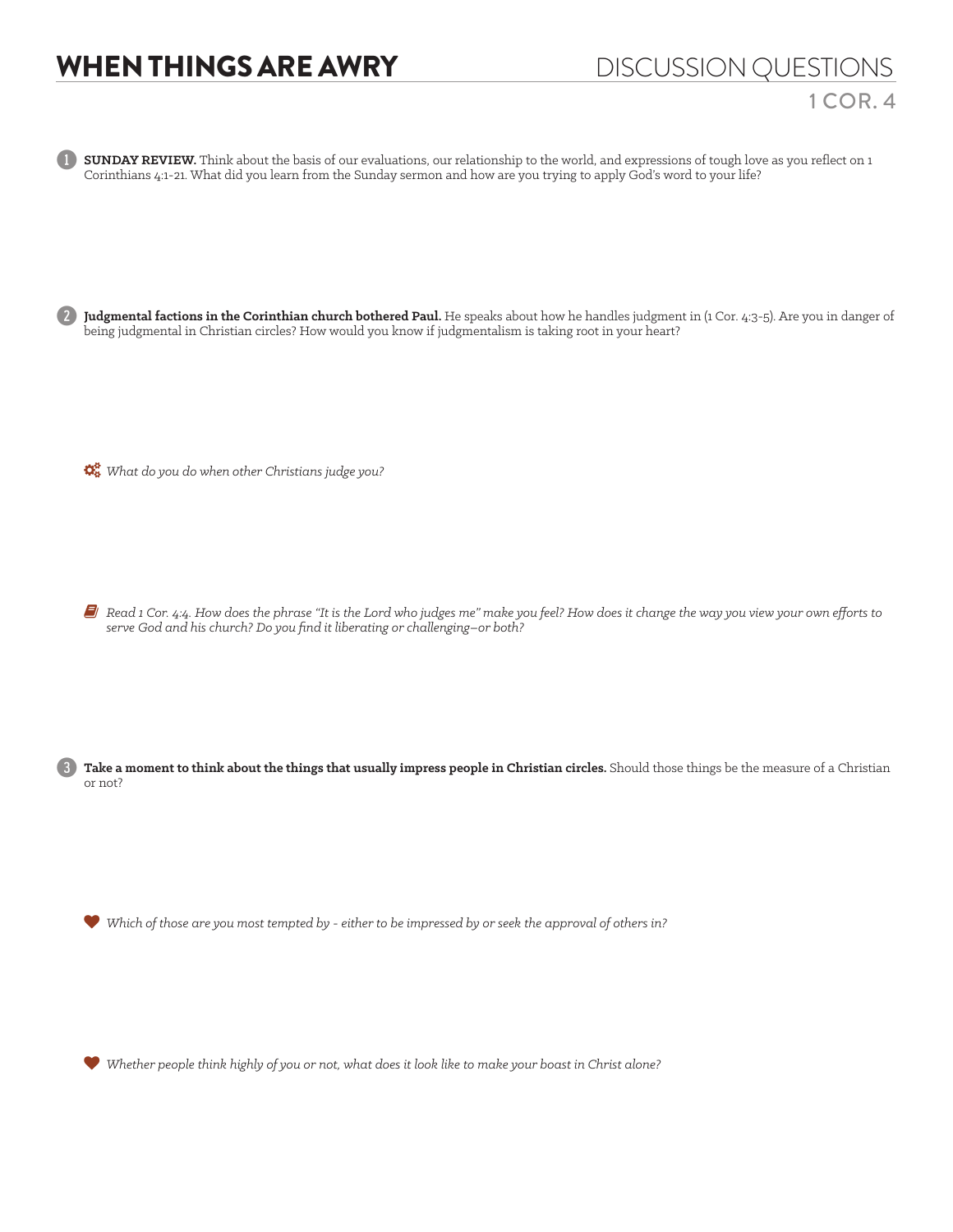# WHEN THINGS ARE AWRY

## DISCUSSION QUESTIONS

### 1 COR. 4

1. **SUNDAY REVIEW.** Think about the basis of our evaluations, our relationship to the world, and expressions of tough love as you reflect on 1 Corinthians 4:1-21. What did you learn from the Sunday sermon and how are you trying to apply God's word to your life?

2. **Judgmental factions in the Corinthian church bothered Paul.** He speaks about how he handles judgment in (1 Cor. 4:3-5). Are you in danger of being judgmental in Christian circles? How would you know if judgmentalism is taking root in your heart?

   *What do you do when other Christians judge you?*

   *Read 1 Cor. 4:4. How does the phrase "It is the Lord who judges me" make you feel? How does it change the way you view your own efforts to serve God and his church? Do you find it liberating or challenging–or both?*

3. **Take a moment to think about the things that usually impress people in Christian circles.** Should those things be the measure of a Christian or not?

   *Which of those are you most tempted by - either to be impressed by or seek the approval of others in?*

   *Whether people think highly of you or not, what does it look like to make your boast in Christ alone?*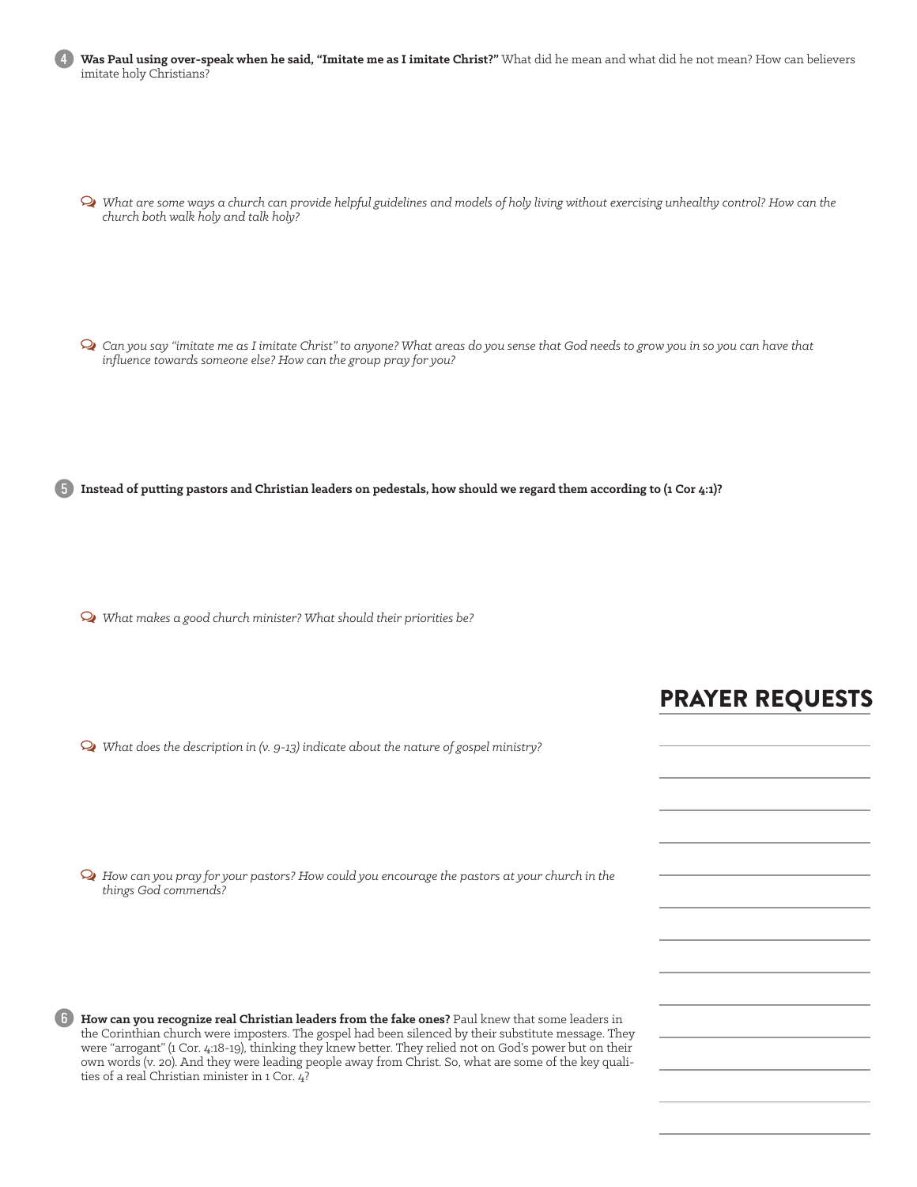4. **Was Paul using over-speak when he said, "Imitate me as I imitate Christ?"** What did he mean and what did he not mean? How can believers imitate holy Christians?

   - *What are some ways a church can provide helpful guidelines and models of holy living without exercising unhealthy control? How can the church both walk holy and talk holy?*

   - *Can you say "imitate me as I imitate Christ" to anyone? What areas do you sense that God needs to grow you in so you can have that influence towards someone else? How can the group pray for you?*

5. **Instead of putting pastors and Christian leaders on pedestals, how should we regard them according to (1 Cor 4:1)?**

   - *What makes a good church minister? What should their priorities be?*

   - *What does the description in (v. 9-13) indicate about the nature of gospel ministry?*

   - *How can you pray for your pastors? How could you encourage the pastors at your church in the things God commends?*

6. **How can you recognize real Christian leaders from the fake ones?** Paul knew that some leaders in the Corinthian church were imposters. The gospel had been silenced by their substitute message. They were "arrogant" (1 Cor. 4:18-19), thinking they knew better. They relied not on God's power but on their own words (v. 20). And they were leading people away from Christ. So, what are some of the key qualities of a real Christian minister in 1 Cor. 4?

## PRAYER REQUESTS